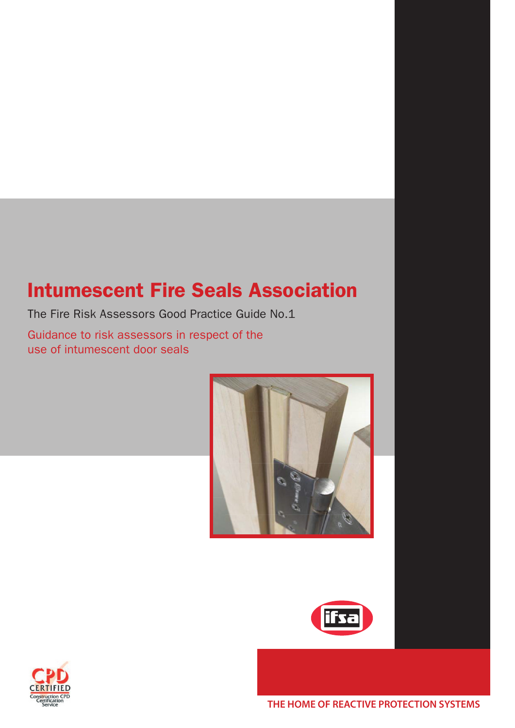# Intumescent Fire Seals Association

The Fire Risk Assessors Good Practice Guide No.1

Guidance to risk assessors in respect of the use of intumescent door seals

THE HOME OF REACTIVE PROTECTION SYSTEMS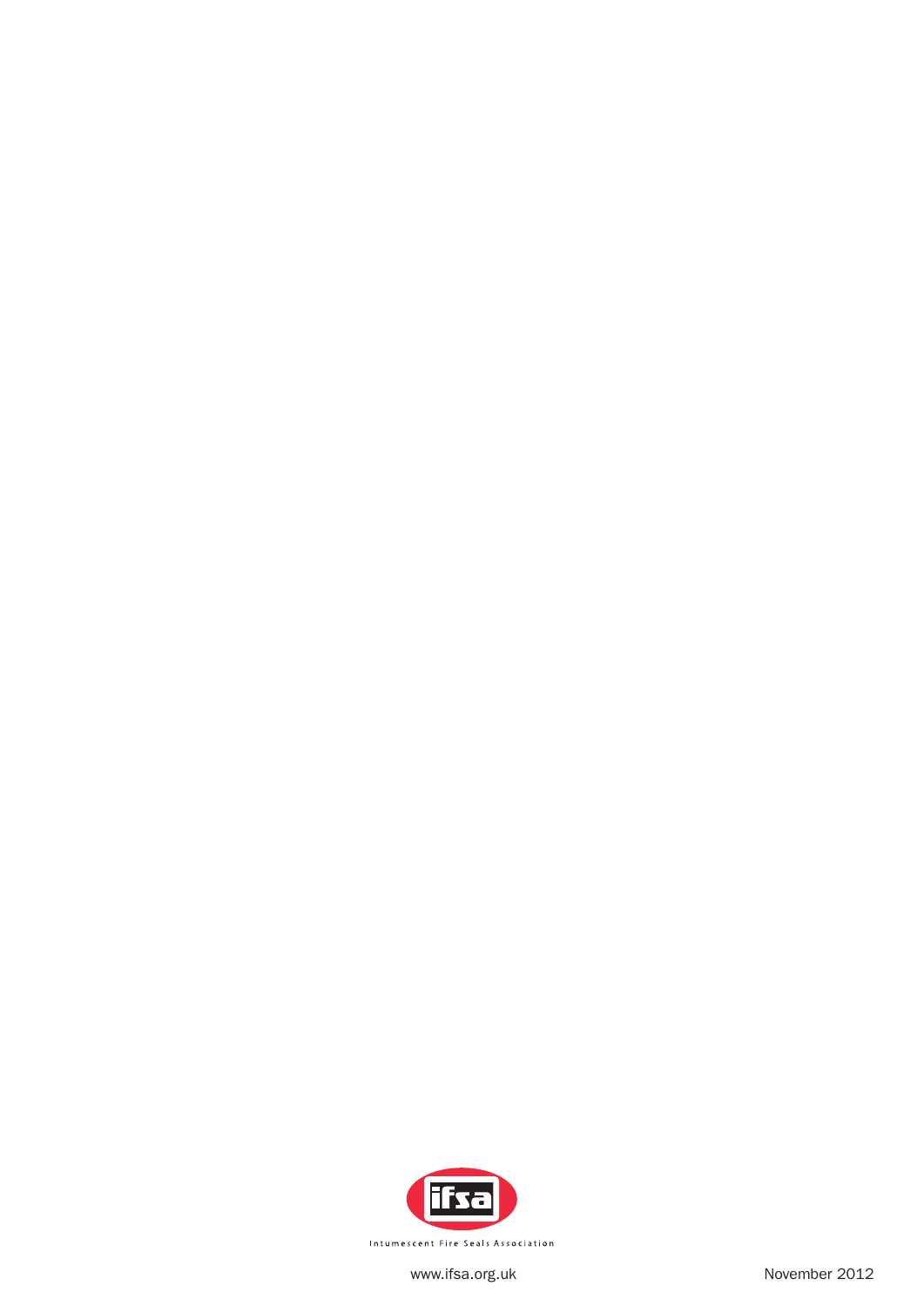ifsa

Intumescent Fire Seals Association

www.ifsa.org.uk

November 2012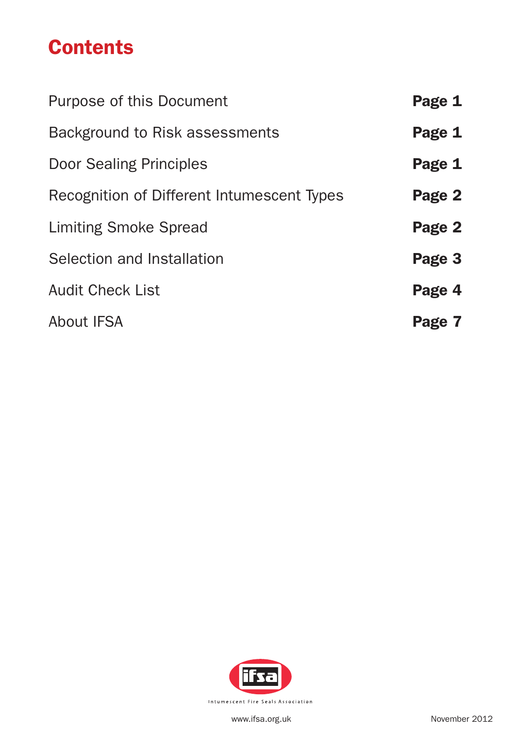# Contents

| | |
|---|---|
| Purpose of this Document | **Page 1** |
| Background to Risk assessments | **Page 1** |
| Door Sealing Principles | **Page 1** |
| Recognition of Different Intumescent Types | **Page 2** |
| Limiting Smoke Spread | **Page 2** |
| Selection and Installation | **Page 3** |
| Audit Check List | **Page 4** |
| About IFSA | **Page 7** |

ifsa

Intumescent Fire Seals Association

www.ifsa.org.uk

November 2012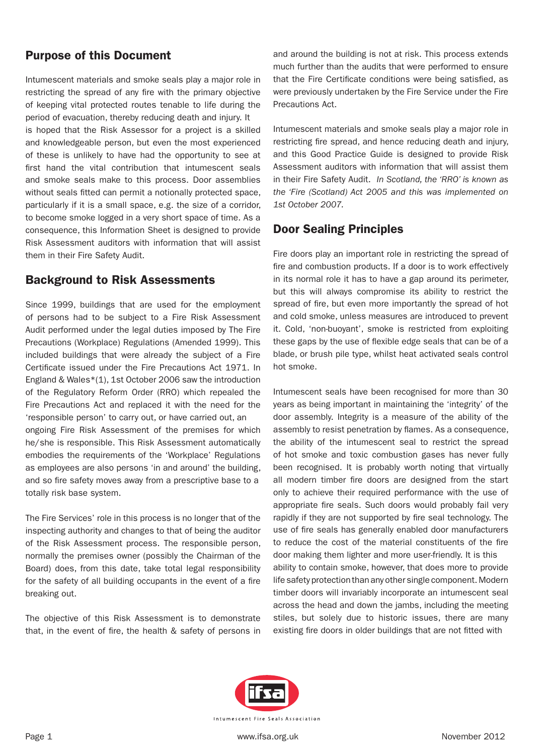## Purpose of this Document

Intumescent materials and smoke seals play a major role in restricting the spread of any fire with the primary objective of keeping vital protected routes tenable to life during the period of evacuation, thereby reducing death and injury. It is hoped that the Risk Assessor for a project is a skilled and knowledgeable person, but even the most experienced of these is unlikely to have had the opportunity to see at first hand the vital contribution that intumescent seals and smoke seals make to this process. Door assemblies without seals fitted can permit a notionally protected space, particularly if it is a small space, e.g. the size of a corridor, to become smoke logged in a very short space of time. As a consequence, this Information Sheet is designed to provide Risk Assessment auditors with information that will assist them in their Fire Safety Audit.

## Background to Risk Assessments

Since 1999, buildings that are used for the employment of persons had to be subject to a Fire Risk Assessment Audit performed under the legal duties imposed by The Fire Precautions (Workplace) Regulations (Amended 1999). This included buildings that were already the subject of a Fire Certificate issued under the Fire Precautions Act 1971. In England & Wales*(1), 1st October 2006 saw the introduction of the Regulatory Reform Order (RRO) which repealed the Fire Precautions Act and replaced it with the need for the 'responsible person' to carry out, or have carried out, an ongoing Fire Risk Assessment of the premises for which he/she is responsible. This Risk Assessment automatically embodies the requirements of the 'Workplace' Regulations as employees are also persons 'in and around' the building, and so fire safety moves away from a prescriptive base to a totally risk base system.

The Fire Services' role in this process is no longer that of the inspecting authority and changes to that of being the auditor of the Risk Assessment process. The responsible person, normally the premises owner (possibly the Chairman of the Board) does, from this date, take total legal responsibility for the safety of all building occupants in the event of a fire breaking out.

The objective of this Risk Assessment is to demonstrate that, in the event of fire, the health & safety of persons in and around the building is not at risk. This process extends much further than the audits that were performed to ensure that the Fire Certificate conditions were being satisfied, as were previously undertaken by the Fire Service under the Fire Precautions Act.

Intumescent materials and smoke seals play a major role in restricting fire spread, and hence reducing death and injury, and this Good Practice Guide is designed to provide Risk Assessment auditors with information that will assist them in their Fire Safety Audit. *In Scotland, the 'RRO' is known as the 'Fire (Scotland) Act 2005 and this was implemented on 1st October 2007.*

## Door Sealing Principles

Fire doors play an important role in restricting the spread of fire and combustion products. If a door is to work effectively in its normal role it has to have a gap around its perimeter, but this will always compromise its ability to restrict the spread of fire, but even more importantly the spread of hot and cold smoke, unless measures are introduced to prevent it. Cold, 'non-buoyant', smoke is restricted from exploiting these gaps by the use of flexible edge seals that can be of a blade, or brush pile type, whilst heat activated seals control hot smoke.

Intumescent seals have been recognised for more than 30 years as being important in maintaining the 'integrity' of the door assembly. Integrity is a measure of the ability of the assembly to resist penetration by flames. As a consequence, the ability of the intumescent seal to restrict the spread of hot smoke and toxic combustion gases has never fully been recognised. It is probably worth noting that virtually all modern timber fire doors are designed from the start only to achieve their required performance with the use of appropriate fire seals. Such doors would probably fail very rapidly if they are not supported by fire seal technology. The use of fire seals has generally enabled door manufacturers to reduce the cost of the material constituents of the fire door making them lighter and more user-friendly. It is this ability to contain smoke, however, that does more to provide life safety protection than any other single component. Modern timber doors will invariably incorporate an intumescent seal across the head and down the jambs, including the meeting stiles, but solely due to historic issues, there are many existing fire doors in older buildings that are not fitted with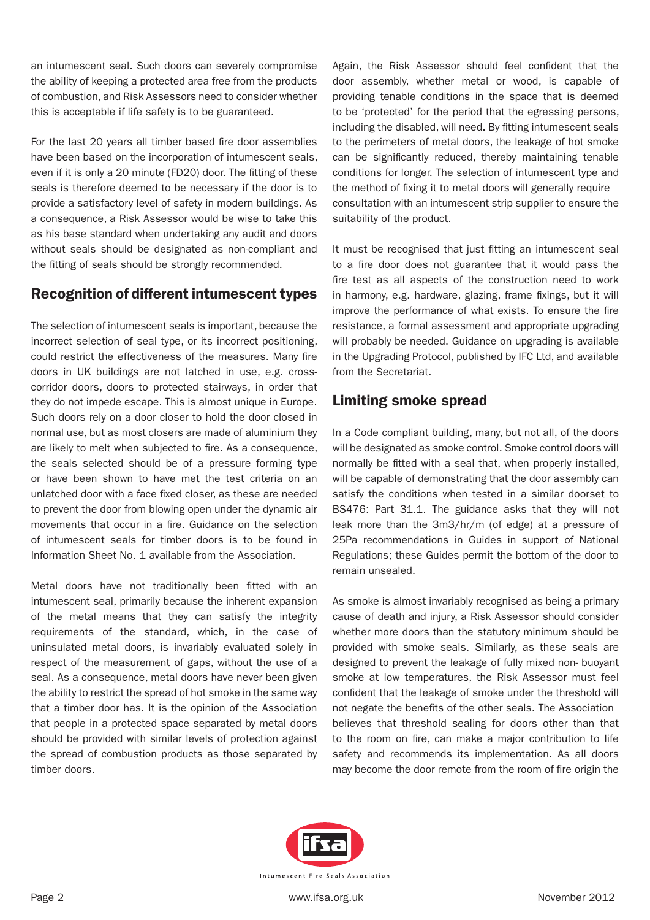an intumescent seal. Such doors can severely compromise the ability of keeping a protected area free from the products of combustion, and Risk Assessors need to consider whether this is acceptable if life safety is to be guaranteed.

For the last 20 years all timber based fire door assemblies have been based on the incorporation of intumescent seals, even if it is only a 20 minute (FD20) door. The fitting of these seals is therefore deemed to be necessary if the door is to provide a satisfactory level of safety in modern buildings. As a consequence, a Risk Assessor would be wise to take this as his base standard when undertaking any audit and doors without seals should be designated as non-compliant and the fitting of seals should be strongly recommended.

## Recognition of different intumescent types

The selection of intumescent seals is important, because the incorrect selection of seal type, or its incorrect positioning, could restrict the effectiveness of the measures. Many fire doors in UK buildings are not latched in use, e.g. cross-corridor doors, doors to protected stairways, in order that they do not impede escape. This is almost unique in Europe. Such doors rely on a door closer to hold the door closed in normal use, but as most closers are made of aluminium they are likely to melt when subjected to fire. As a consequence, the seals selected should be of a pressure forming type or have been shown to have met the test criteria on an unlatched door with a face fixed closer, as these are needed to prevent the door from blowing open under the dynamic air movements that occur in a fire. Guidance on the selection of intumescent seals for timber doors is to be found in Information Sheet No. 1 available from the Association.

Metal doors have not traditionally been fitted with an intumescent seal, primarily because the inherent expansion of the metal means that they can satisfy the integrity requirements of the standard, which, in the case of uninsulated metal doors, is invariably evaluated solely in respect of the measurement of gaps, without the use of a seal. As a consequence, metal doors have never been given the ability to restrict the spread of hot smoke in the same way that a timber door has. It is the opinion of the Association that people in a protected space separated by metal doors should be provided with similar levels of protection against the spread of combustion products as those separated by timber doors.

Again, the Risk Assessor should feel confident that the door assembly, whether metal or wood, is capable of providing tenable conditions in the space that is deemed to be 'protected' for the period that the egressing persons, including the disabled, will need. By fitting intumescent seals to the perimeters of metal doors, the leakage of hot smoke can be significantly reduced, thereby maintaining tenable conditions for longer. The selection of intumescent type and the method of fixing it to metal doors will generally require consultation with an intumescent strip supplier to ensure the suitability of the product.

It must be recognised that just fitting an intumescent seal to a fire door does not guarantee that it would pass the fire test as all aspects of the construction need to work in harmony, e.g. hardware, glazing, frame fixings, but it will improve the performance of what exists. To ensure the fire resistance, a formal assessment and appropriate upgrading will probably be needed. Guidance on upgrading is available in the Upgrading Protocol, published by IFC Ltd, and available from the Secretariat.

## Limiting smoke spread

In a Code compliant building, many, but not all, of the doors will be designated as smoke control. Smoke control doors will normally be fitted with a seal that, when properly installed, will be capable of demonstrating that the door assembly can satisfy the conditions when tested in a similar doorset to BS476: Part 31.1. The guidance asks that they will not leak more than the 3m3/hr/m (of edge) at a pressure of 25Pa recommendations in Guides in support of National Regulations; these Guides permit the bottom of the door to remain unsealed.

As smoke is almost invariably recognised as being a primary cause of death and injury, a Risk Assessor should consider whether more doors than the statutory minimum should be provided with smoke seals. Similarly, as these seals are designed to prevent the leakage of fully mixed non- buoyant smoke at low temperatures, the Risk Assessor must feel confident that the leakage of smoke under the threshold will not negate the benefits of the other seals. The Association believes that threshold sealing for doors other than that to the room on fire, can make a major contribution to life safety and recommends its implementation. As all doors may become the door remote from the room of fire origin the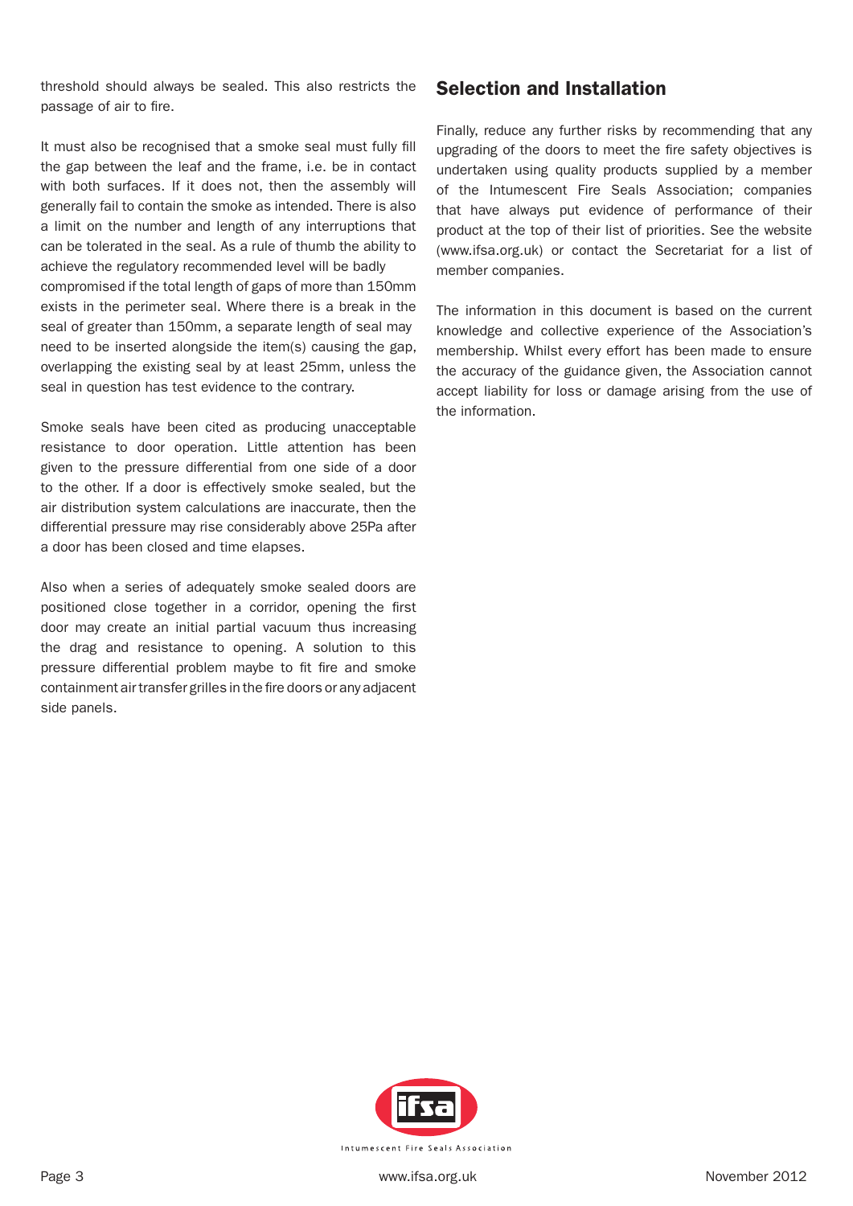threshold should always be sealed. This also restricts the passage of air to fire.

It must also be recognised that a smoke seal must fully fill the gap between the leaf and the frame, i.e. be in contact with both surfaces. If it does not, then the assembly will generally fail to contain the smoke as intended. There is also a limit on the number and length of any interruptions that can be tolerated in the seal. As a rule of thumb the ability to achieve the regulatory recommended level will be badly compromised if the total length of gaps of more than 150mm exists in the perimeter seal. Where there is a break in the seal of greater than 150mm, a separate length of seal may need to be inserted alongside the item(s) causing the gap, overlapping the existing seal by at least 25mm, unless the seal in question has test evidence to the contrary.

Smoke seals have been cited as producing unacceptable resistance to door operation. Little attention has been given to the pressure differential from one side of a door to the other. If a door is effectively smoke sealed, but the air distribution system calculations are inaccurate, then the differential pressure may rise considerably above 25Pa after a door has been closed and time elapses.

Also when a series of adequately smoke sealed doors are positioned close together in a corridor, opening the first door may create an initial partial vacuum thus increasing the drag and resistance to opening. A solution to this pressure differential problem maybe to fit fire and smoke containment air transfer grilles in the fire doors or any adjacent side panels.

## Selection and Installation

Finally, reduce any further risks by recommending that any upgrading of the doors to meet the fire safety objectives is undertaken using quality products supplied by a member of the Intumescent Fire Seals Association; companies that have always put evidence of performance of their product at the top of their list of priorities. See the website (www.ifsa.org.uk) or contact the Secretariat for a list of member companies.

The information in this document is based on the current knowledge and collective experience of the Association's membership. Whilst every effort has been made to ensure the accuracy of the guidance given, the Association cannot accept liability for loss or damage arising from the use of the information.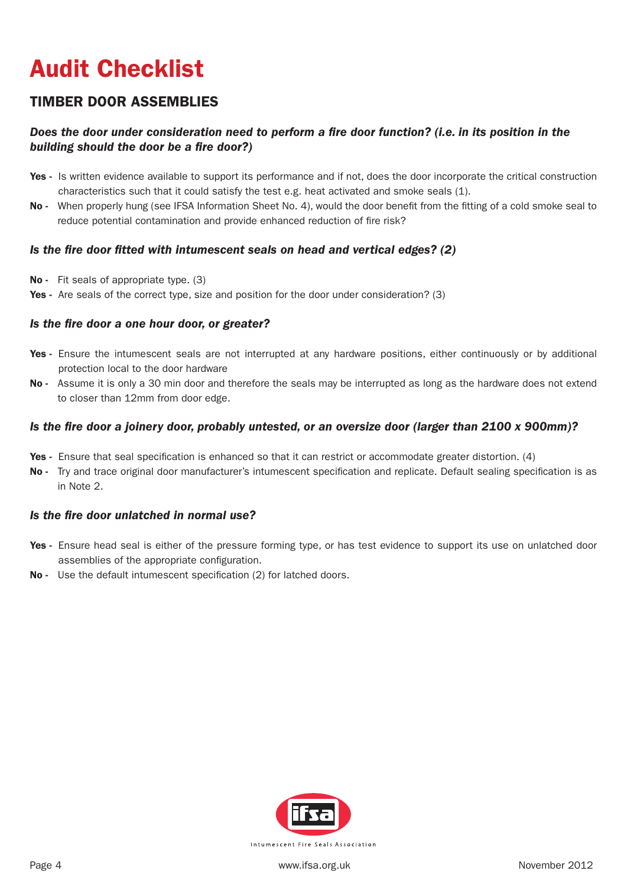# Audit Checklist

## TIMBER DOOR ASSEMBLIES

***Does the door under consideration need to perform a fire door function? (i.e. in its position in the building should the door be a fire door?)***

**Yes -** Is written evidence available to support its performance and if not, does the door incorporate the critical construction characteristics such that it could satisfy the test e.g. heat activated and smoke seals (1).

**No -** When properly hung (see IFSA Information Sheet No. 4), would the door benefit from the fitting of a cold smoke seal to reduce potential contamination and provide enhanced reduction of fire risk?

***Is the fire door fitted with intumescent seals on head and vertical edges? (2)***

**No -** Fit seals of appropriate type. (3)

**Yes -** Are seals of the correct type, size and position for the door under consideration? (3)

***Is the fire door a one hour door, or greater?***

**Yes -** Ensure the intumescent seals are not interrupted at any hardware positions, either continuously or by additional protection local to the door hardware

**No -** Assume it is only a 30 min door and therefore the seals may be interrupted as long as the hardware does not extend to closer than 12mm from door edge.

***Is the fire door a joinery door, probably untested, or an oversize door (larger than 2100 x 900mm)?***

**Yes -** Ensure that seal specification is enhanced so that it can restrict or accommodate greater distortion. (4)

**No -** Try and trace original door manufacturer's intumescent specification and replicate. Default sealing specification is as in Note 2.

***Is the fire door unlatched in normal use?***

**Yes -** Ensure head seal is either of the pressure forming type, or has test evidence to support its use on unlatched door assemblies of the appropriate configuration.

**No -** Use the default intumescent specification (2) for latched doors.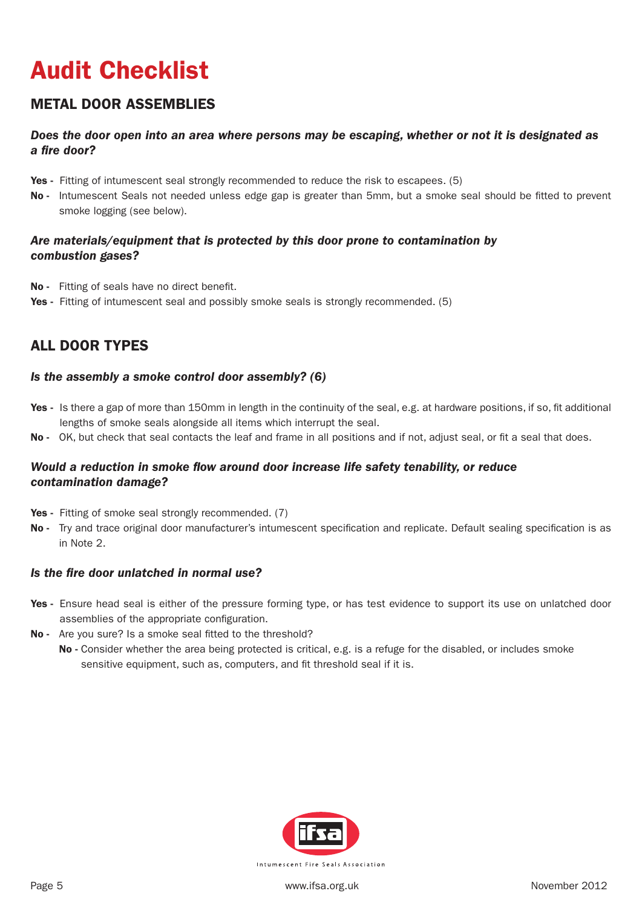# Audit Checklist

## METAL DOOR ASSEMBLIES

***Does the door open into an area where persons may be escaping, whether or not it is designated as a fire door?***

**Yes -** Fitting of intumescent seal strongly recommended to reduce the risk to escapees. (5)

**No -** Intumescent Seals not needed unless edge gap is greater than 5mm, but a smoke seal should be fitted to prevent smoke logging (see below).

***Are materials/equipment that is protected by this door prone to contamination by combustion gases?***

**No -** Fitting of seals have no direct benefit.

**Yes -** Fitting of intumescent seal and possibly smoke seals is strongly recommended. (5)

## ALL DOOR TYPES

***Is the assembly a smoke control door assembly? (6)***

**Yes -** Is there a gap of more than 150mm in length in the continuity of the seal, e.g. at hardware positions, if so, fit additional lengths of smoke seals alongside all items which interrupt the seal.

**No -** OK, but check that seal contacts the leaf and frame in all positions and if not, adjust seal, or fit a seal that does.

***Would a reduction in smoke flow around door increase life safety tenability, or reduce contamination damage?***

**Yes -** Fitting of smoke seal strongly recommended. (7)

**No -** Try and trace original door manufacturer's intumescent specification and replicate. Default sealing specification is as in Note 2.

***Is the fire door unlatched in normal use?***

**Yes -** Ensure head seal is either of the pressure forming type, or has test evidence to support its use on unlatched door assemblies of the appropriate configuration.

**No -** Are you sure? Is a smoke seal fitted to the threshold?

- **No -** Consider whether the area being protected is critical, e.g. is a refuge for the disabled, or includes smoke sensitive equipment, such as, computers, and fit threshold seal if it is.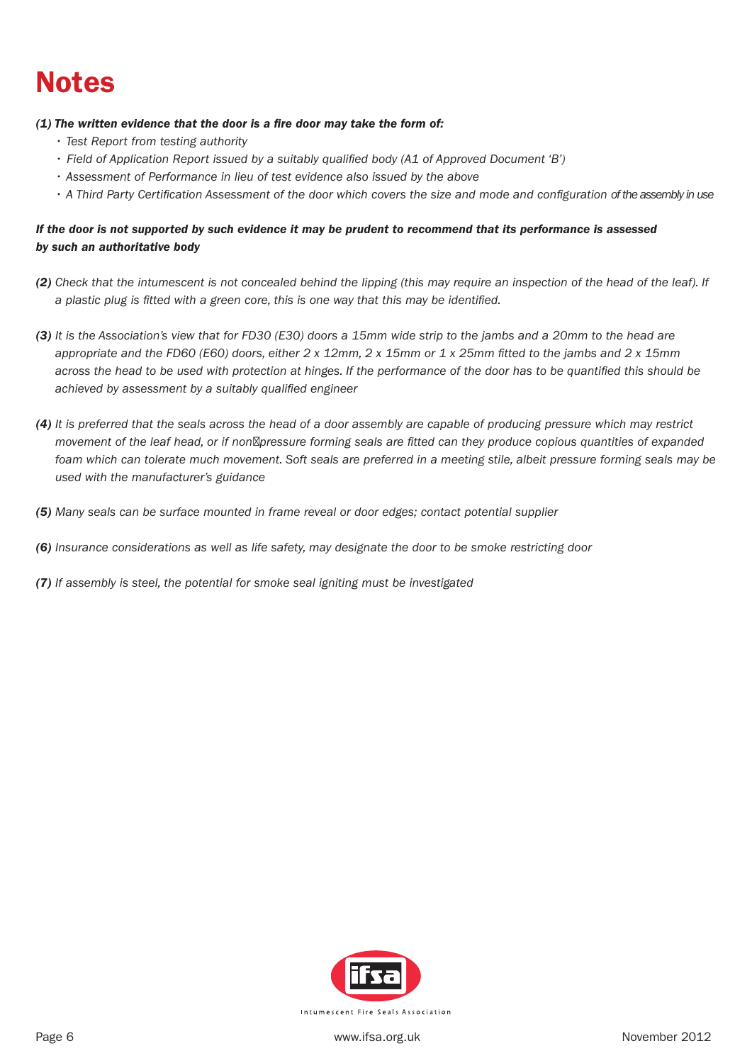# Notes

***(1) The written evidence that the door is a fire door may take the form of:***

- *Test Report from testing authority*
- *Field of Application Report issued by a suitably qualified body (A1 of Approved Document 'B')*
- *Assessment of Performance in lieu of test evidence also issued by the above*
- *A Third Party Certification Assessment of the door which covers the size and mode and configuration of the assembly in use*

***If the door is not supported by such evidence it may be prudent to recommend that its performance is assessed by such an authoritative body***

***(2)*** *Check that the intumescent is not concealed behind the lipping (this may require an inspection of the head of the leaf). If a plastic plug is fitted with a green core, this is one way that this may be identified.*

***(3)*** *It is the Association's view that for FD30 (E30) doors a 15mm wide strip to the jambs and a 20mm to the head are appropriate and the FD60 (E60) doors, either 2 x 12mm, 2 x 15mm or 1 x 25mm fitted to the jambs and 2 x 15mm across the head to be used with protection at hinges. If the performance of the door has to be quantified this should be achieved by assessment by a suitably qualified engineer*

***(4)*** *It is preferred that the seals across the head of a door assembly are capable of producing pressure which may restrict movement of the leaf head, or if non‐pressure forming seals are fitted can they produce copious quantities of expanded foam which can tolerate much movement. Soft seals are preferred in a meeting stile, albeit pressure forming seals may be used with the manufacturer's guidance*

***(5)*** *Many seals can be surface mounted in frame reveal or door edges; contact potential supplier*

***(6)*** *Insurance considerations as well as life safety, may designate the door to be smoke restricting door*

***(7)*** *If assembly is steel, the potential for smoke seal igniting must be investigated*

ifsa

Intumescent Fire Seals Association

www.ifsa.org.uk

November 2012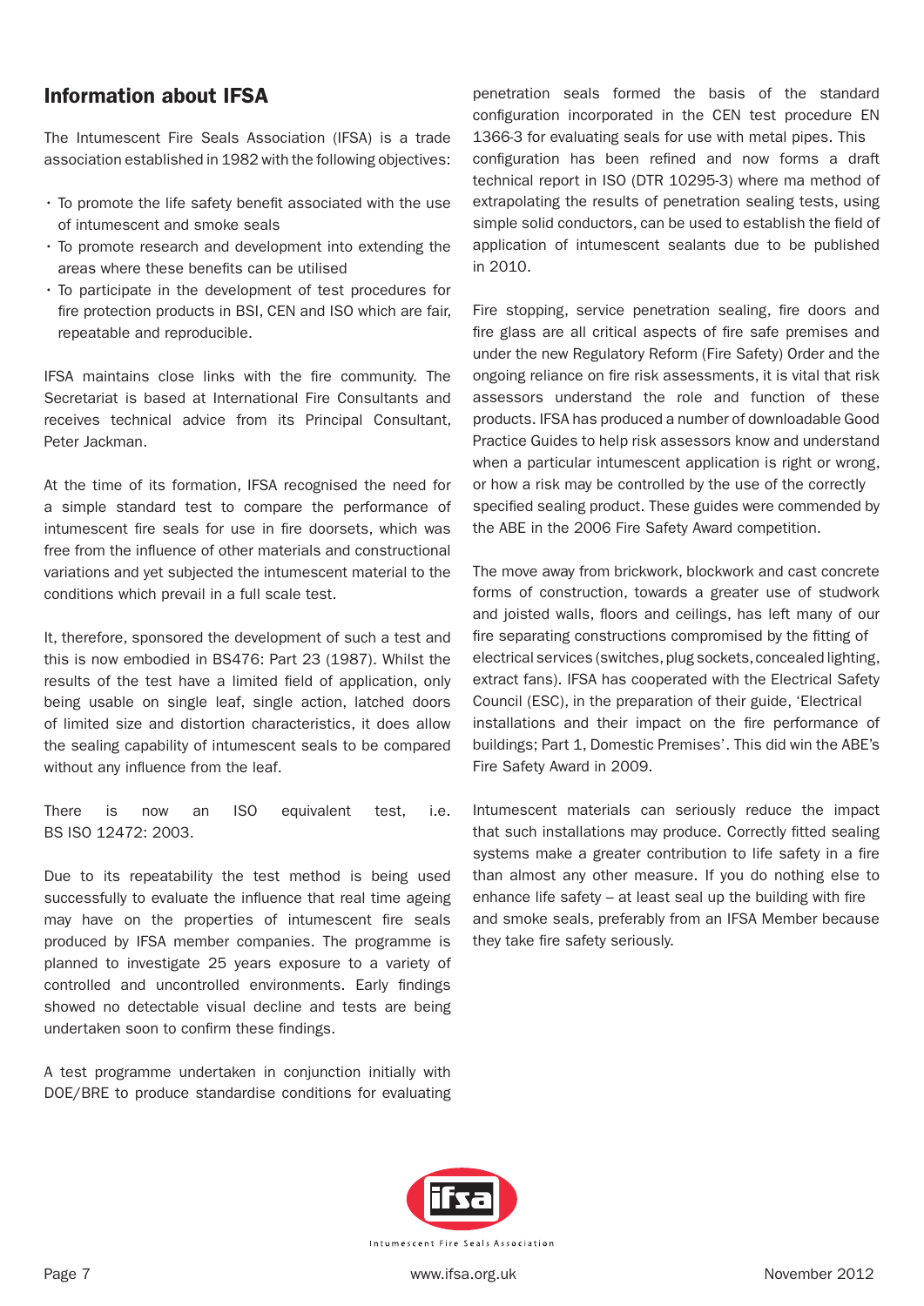## Information about IFSA

The Intumescent Fire Seals Association (IFSA) is a trade association established in 1982 with the following objectives:

- To promote the life safety benefit associated with the use of intumescent and smoke seals
- To promote research and development into extending the areas where these benefits can be utilised
- To participate in the development of test procedures for fire protection products in BSI, CEN and ISO which are fair, repeatable and reproducible.

IFSA maintains close links with the fire community. The Secretariat is based at International Fire Consultants and receives technical advice from its Principal Consultant, Peter Jackman.

At the time of its formation, IFSA recognised the need for a simple standard test to compare the performance of intumescent fire seals for use in fire doorsets, which was free from the influence of other materials and constructional variations and yet subjected the intumescent material to the conditions which prevail in a full scale test.

It, therefore, sponsored the development of such a test and this is now embodied in BS476: Part 23 (1987). Whilst the results of the test have a limited field of application, only being usable on single leaf, single action, latched doors of limited size and distortion characteristics, it does allow the sealing capability of intumescent seals to be compared without any influence from the leaf.

There is now an ISO equivalent test, i.e. BS ISO 12472: 2003.

Due to its repeatability the test method is being used successfully to evaluate the influence that real time ageing may have on the properties of intumescent fire seals produced by IFSA member companies. The programme is planned to investigate 25 years exposure to a variety of controlled and uncontrolled environments. Early findings showed no detectable visual decline and tests are being undertaken soon to confirm these findings.

A test programme undertaken in conjunction initially with DOE/BRE to produce standardise conditions for evaluating penetration seals formed the basis of the standard configuration incorporated in the CEN test procedure EN 1366-3 for evaluating seals for use with metal pipes. This configuration has been refined and now forms a draft technical report in ISO (DTR 10295-3) where ma method of extrapolating the results of penetration sealing tests, using simple solid conductors, can be used to establish the field of application of intumescent sealants due to be published in 2010.

Fire stopping, service penetration sealing, fire doors and fire glass are all critical aspects of fire safe premises and under the new Regulatory Reform (Fire Safety) Order and the ongoing reliance on fire risk assessments, it is vital that risk assessors understand the role and function of these products. IFSA has produced a number of downloadable Good Practice Guides to help risk assessors know and understand when a particular intumescent application is right or wrong, or how a risk may be controlled by the use of the correctly specified sealing product. These guides were commended by the ABE in the 2006 Fire Safety Award competition.

The move away from brickwork, blockwork and cast concrete forms of construction, towards a greater use of studwork and joisted walls, floors and ceilings, has left many of our fire separating constructions compromised by the fitting of electrical services (switches, plug sockets, concealed lighting, extract fans). IFSA has cooperated with the Electrical Safety Council (ESC), in the preparation of their guide, 'Electrical installations and their impact on the fire performance of buildings; Part 1, Domestic Premises'. This did win the ABE's Fire Safety Award in 2009.

Intumescent materials can seriously reduce the impact that such installations may produce. Correctly fitted sealing systems make a greater contribution to life safety in a fire than almost any other measure. If you do nothing else to enhance life safety – at least seal up the building with fire and smoke seals, preferably from an IFSA Member because they take fire safety seriously.

ifsa

Intumescent Fire Seals Association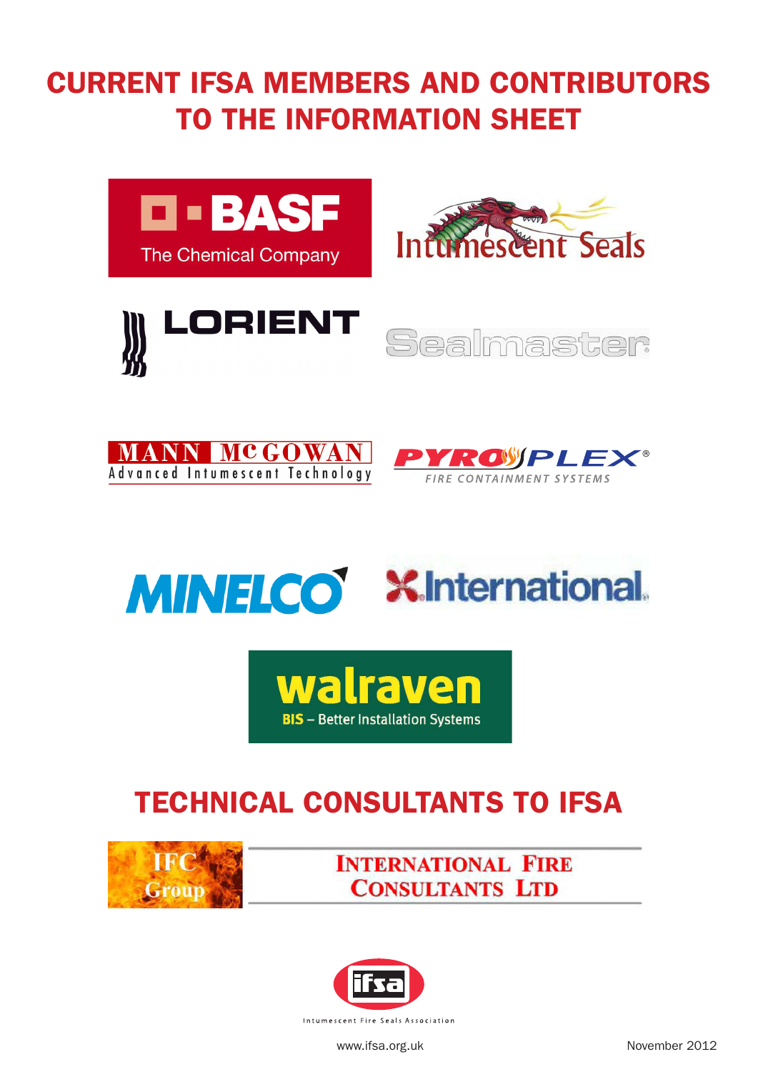# CURRENT IFSA MEMBERS AND CONTRIBUTORS TO THE INFORMATION SHEET

BASF
The Chemical Company

Intumescent Seals

LORIENT

Sealmaster

MANN McGOWAN
Advanced Intumescent Technology

PYROPLEX®
FIRE CONTAINMENT SYSTEMS

MINELCO

International

walraven
BIS – Better Installation Systems

# TECHNICAL CONSULTANTS TO IFSA

IFC Group

INTERNATIONAL FIRE CONSULTANTS LTD

ifsa
Intumescent Fire Seals Association

www.ifsa.org.uk

November 2012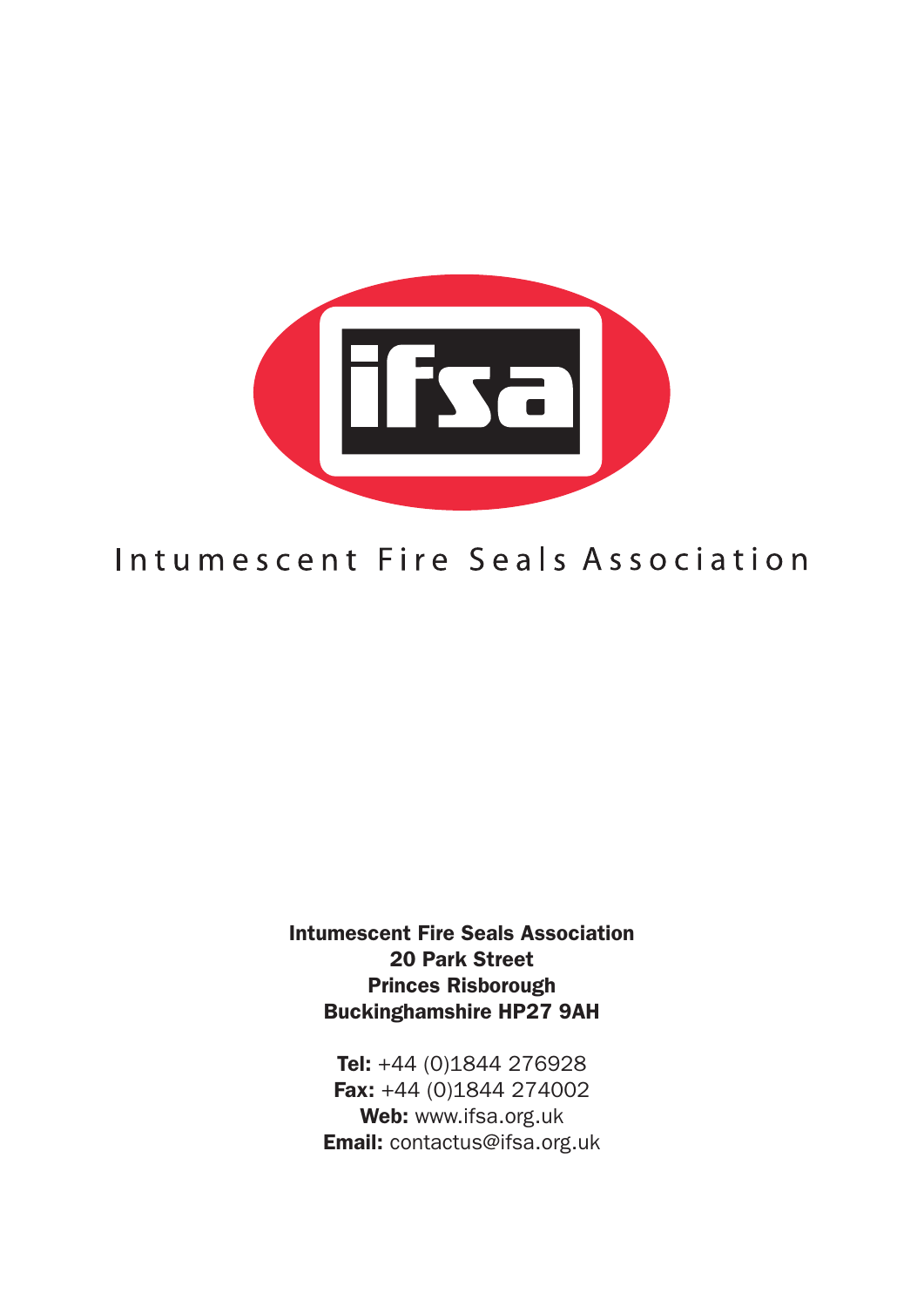ifsa

Intumescent Fire Seals Association

**Intumescent Fire Seals Association**
**20 Park Street**
**Princes Risborough**
**Buckinghamshire HP27 9AH**

**Tel:** +44 (0)1844 276928
**Fax:** +44 (0)1844 274002
**Web:** www.ifsa.org.uk
**Email:** contactus@ifsa.org.uk